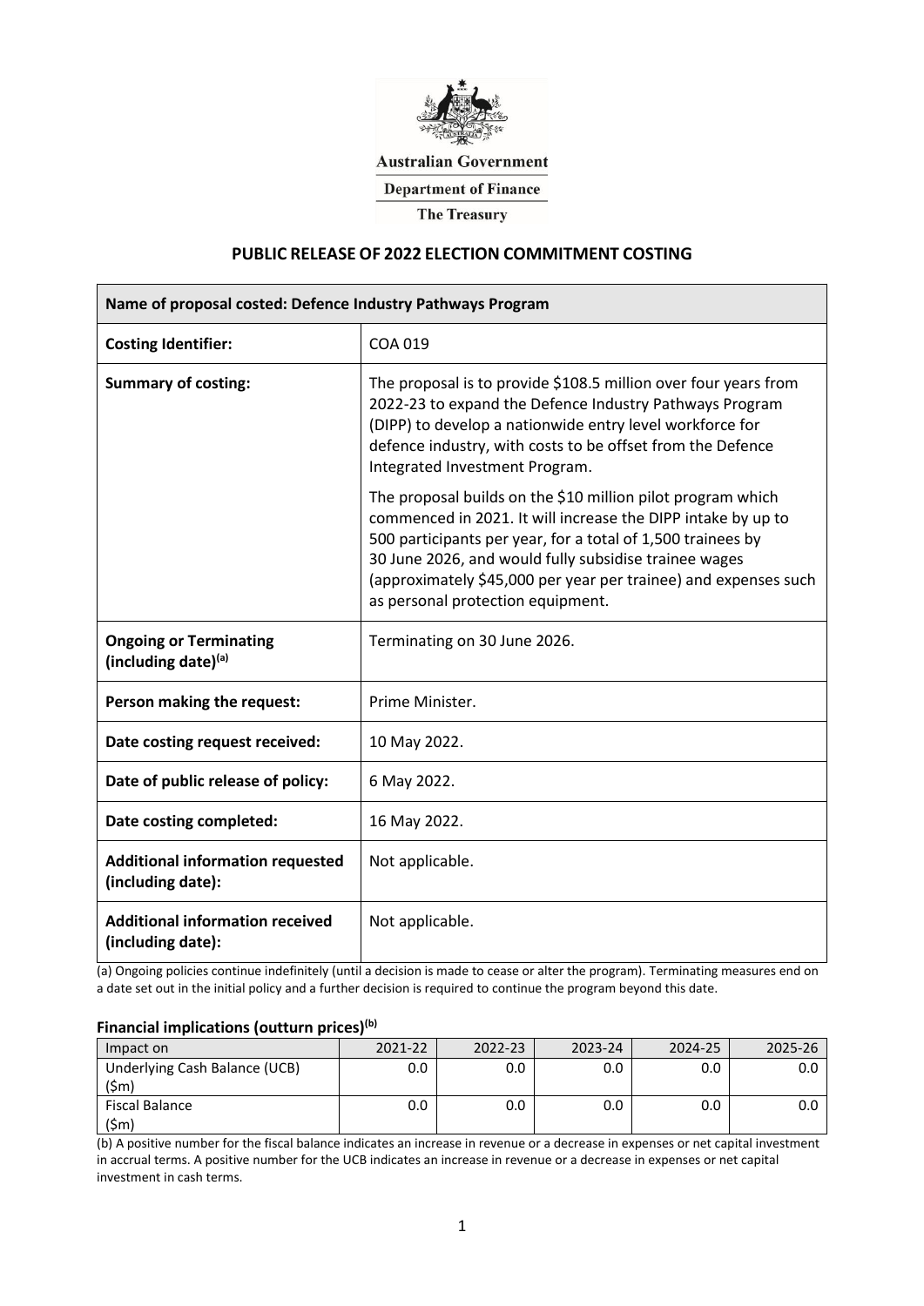Australian Government

Department of Finance

The Treasury

## PUBLIC RELEASE OF 2022 ELECTION COMMITMENT COSTING

| **Name of proposal costed: Defence Industry Pathways Program** | |
|---|---|
| **Costing Identifier:** | COA 019 |
| **Summary of costing:** | The proposal is to provide $108.5 million over four years from 2022-23 to expand the Defence Industry Pathways Program (DIPP) to develop a nationwide entry level workforce for defence industry, with costs to be offset from the Defence Integrated Investment Program.<br><br>The proposal builds on the $10 million pilot program which commenced in 2021. It will increase the DIPP intake by up to 500 participants per year, for a total of 1,500 trainees by 30 June 2026, and would fully subsidise trainee wages (approximately $45,000 per year per trainee) and expenses such as personal protection equipment. |
| **Ongoing or Terminating (including date)[(a)]** | Terminating on 30 June 2026. |
| **Person making the request:** | Prime Minister. |
| **Date costing request received:** | 10 May 2022. |
| **Date of public release of policy:** | 6 May 2022. |
| **Date costing completed:** | 16 May 2022. |
| **Additional information requested (including date):** | Not applicable. |
| **Additional information received (including date):** | Not applicable. |

(a) Ongoing policies continue indefinitely (until a decision is made to cease or alter the program). Terminating measures end on a date set out in the initial policy and a further decision is required to continue the program beyond this date.

### Financial implications (outturn prices)[(b)]

| Impact on | 2021-22 | 2022-23 | 2023-24 | 2024-25 | 2025-26 |
|---|---|---|---|---|---|
| Underlying Cash Balance (UCB) ($m) | 0.0 | 0.0 | 0.0 | 0.0 | 0.0 |
| Fiscal Balance ($m) | 0.0 | 0.0 | 0.0 | 0.0 | 0.0 |

(b) A positive number for the fiscal balance indicates an increase in revenue or a decrease in expenses or net capital investment in accrual terms. A positive number for the UCB indicates an increase in revenue or a decrease in expenses or net capital investment in cash terms.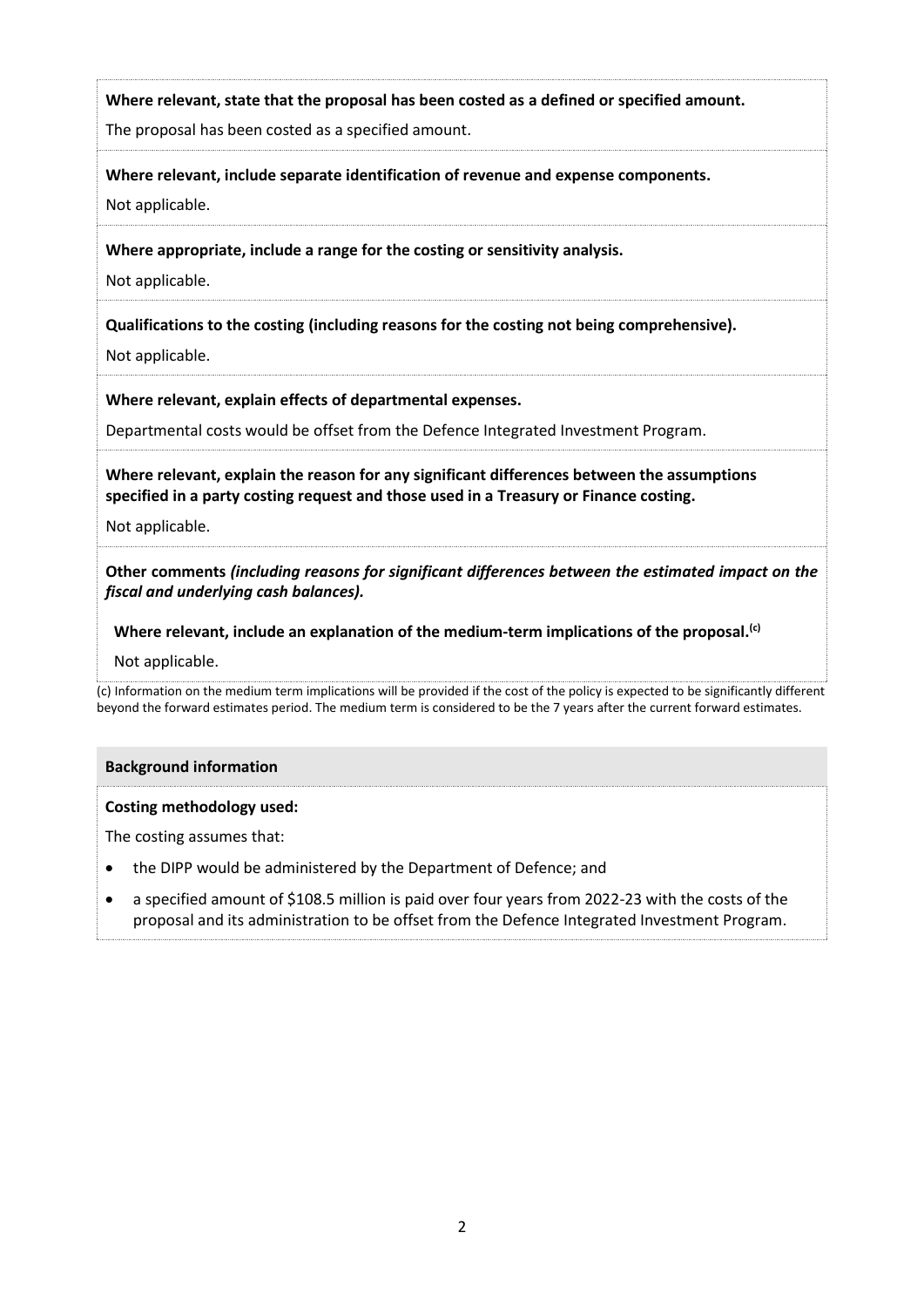**Where relevant, state that the proposal has been costed as a defined or specified amount.**

The proposal has been costed as a specified amount.

**Where relevant, include separate identification of revenue and expense components.**

Not applicable.

**Where appropriate, include a range for the costing or sensitivity analysis.**

Not applicable.

**Qualifications to the costing (including reasons for the costing not being comprehensive).**

Not applicable.

**Where relevant, explain effects of departmental expenses.**

Departmental costs would be offset from the Defence Integrated Investment Program.

**Where relevant, explain the reason for any significant differences between the assumptions specified in a party costing request and those used in a Treasury or Finance costing.**

Not applicable.

**Other comments** ***(including reasons for significant differences between the estimated impact on the fiscal and underlying cash balances).***

**Where relevant, include an explanation of the medium-term implications of the proposal.**[c]

Not applicable.

(c) Information on the medium term implications will be provided if the cost of the policy is expected to be significantly different beyond the forward estimates period. The medium term is considered to be the 7 years after the current forward estimates.

## Background information

**Costing methodology used:**

The costing assumes that:

- the DIPP would be administered by the Department of Defence; and
- a specified amount of $108.5 million is paid over four years from 2022-23 with the costs of the proposal and its administration to be offset from the Defence Integrated Investment Program.